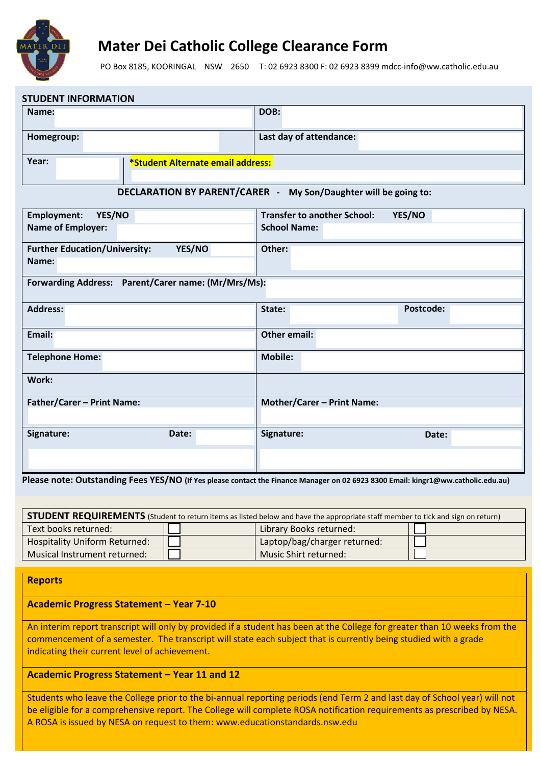# Mater Dei Catholic College Clearance Form

PO Box 8185, KOORINGAL NSW 2650 T: 02 6923 8300 F: 02 6923 8399 mdcc-info@ww.catholic.edu.au

## STUDENT INFORMATION

| | |
|---|---|
| **Name:** | **DOB:** |
| **Homegroup:** | **Last day of attendance:** |
| **Year:** | ***Student Alternate email address:** |

**DECLARATION BY PARENT/CARER - My Son/Daughter will be going to:**

| | |
|---|---|
| **Employment: YES/NO**<br>**Name of Employer:** | **Transfer to another School: YES/NO**<br>**School Name:** |
| **Further Education/University: YES/NO**<br>**Name:** | **Other:** |
| **Forwarding Address: Parent/Carer name: (Mr/Mrs/Ms):** | |
| **Address:** | **State:** **Postcode:** |
| **Email:** | **Other email:** |
| **Telephone Home:** | **Mobile:** |
| **Work:** | |
| **Father/Carer – Print Name:** | **Mother/Carer – Print Name:** |
| **Signature:** **Date:** | **Signature:** **Date:** |

**Please note: Outstanding Fees YES/NO (If Yes please contact the Finance Manager on 02 6923 8300 Email: kingr1@ww.catholic.edu.au)**

| **STUDENT REQUIREMENTS** (Student to return items as listed below and have the appropriate staff member to tick and sign on return) | | | |
|---|---|---|---|
| Text books returned: | ☐ | Library Books returned: | ☐ |
| Hospitality Uniform Returned: | ☐ | Laptop/bag/charger returned: | ☐ |
| Musical Instrument returned: | ☐ | Music Shirt returned: | ☐ |

**Reports**

**Academic Progress Statement – Year 7-10**

An interim report transcript will only by provided if a student has been at the College for greater than 10 weeks from the commencement of a semester. The transcript will state each subject that is currently being studied with a grade indicating their current level of achievement.

**Academic Progress Statement – Year 11 and 12**

Students who leave the College prior to the bi-annual reporting periods (end Term 2 and last day of School year) will not be eligible for a comprehensive report. The College will complete ROSA notification requirements as prescribed by NESA. A ROSA is issued by NESA on request to them: www.educationstandards.nsw.edu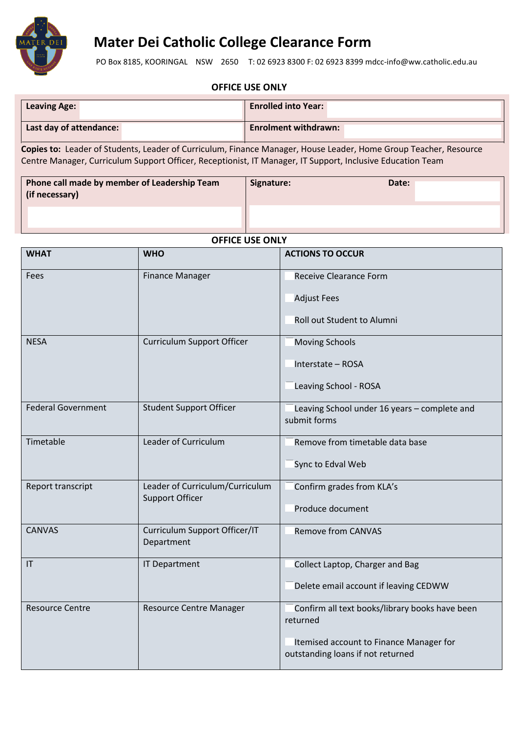# Mater Dei Catholic College Clearance Form

PO Box 8185, KOORINGAL NSW 2650 T: 02 6923 8300 F: 02 6923 8399 mdcc-info@ww.catholic.edu.au

**OFFICE USE ONLY**

| | |
|---|---|
| **Leaving Age:** | **Enrolled into Year:** |
| **Last day of attendance:** | **Enrolment withdrawn:** |

**Copies to:** Leader of Students, Leader of Curriculum, Finance Manager, House Leader, Home Group Teacher, Resource Centre Manager, Curriculum Support Officer, Receptionist, IT Manager, IT Support, Inclusive Education Team

| | | |
|---|---|---|
| **Phone call made by member of Leadership Team (if necessary)** | **Signature:** | **Date:** |

**OFFICE USE ONLY**

| WHAT | WHO | ACTIONS TO OCCUR |
|---|---|---|
| Fees | Finance Manager | ☐ Receive Clearance Form<br>☐ Adjust Fees<br>☐ Roll out Student to Alumni |
| NESA | Curriculum Support Officer | ☐ Moving Schools<br>☐ Interstate – ROSA<br>☐ Leaving School - ROSA |
| Federal Government | Student Support Officer | ☐ Leaving School under 16 years – complete and submit forms |
| Timetable | Leader of Curriculum | ☐ Remove from timetable data base<br>☐ Sync to Edval Web |
| Report transcript | Leader of Curriculum/Curriculum Support Officer | ☐ Confirm grades from KLA's<br>☐ Produce document |
| CANVAS | Curriculum Support Officer/IT Department | ☐ Remove from CANVAS |
| IT | IT Department | ☐ Collect Laptop, Charger and Bag<br>☐ Delete email account if leaving CEDWW |
| Resource Centre | Resource Centre Manager | ☐ Confirm all text books/library books have been returned<br>☐ Itemised account to Finance Manager for outstanding loans if not returned |